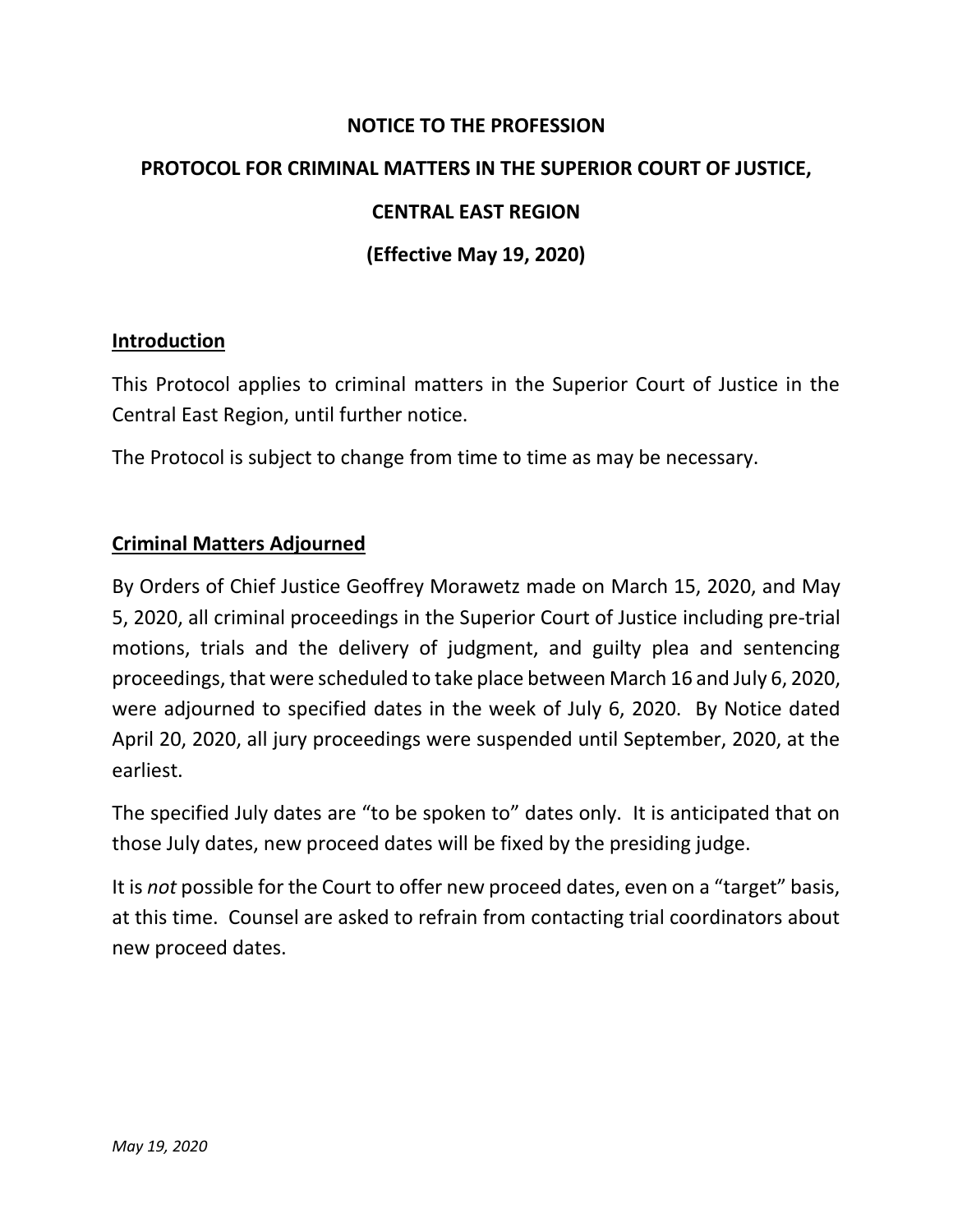# NOTICE TO THE PROFESSION

# PROTOCOL FOR CRIMINAL MATTERS IN THE SUPERIOR COURT OF JUSTICE, CENTRAL EAST REGION

# (Effective May 19, 2020)

## Introduction

This Protocol applies to criminal matters in the Superior Court of Justice in the Central East Region, until further notice.

The Protocol is subject to change from time to time as may be necessary.

## Criminal Matters Adjourned

By Orders of Chief Justice Geoffrey Morawetz made on March 15, 2020, and May 5, 2020, all criminal proceedings in the Superior Court of Justice including pre-trial motions, trials and the delivery of judgment, and guilty plea and sentencing proceedings, that were scheduled to take place between March 16 and July 6, 2020, were adjourned to specified dates in the week of July 6, 2020. By Notice dated April 20, 2020, all jury proceedings were suspended until September, 2020, at the earliest.

The specified July dates are "to be spoken to" dates only. It is anticipated that on those July dates, new proceed dates will be fixed by the presiding judge.

It is *not* possible for the Court to offer new proceed dates, even on a "target" basis, at this time. Counsel are asked to refrain from contacting trial coordinators about new proceed dates.

*May 19, 2020*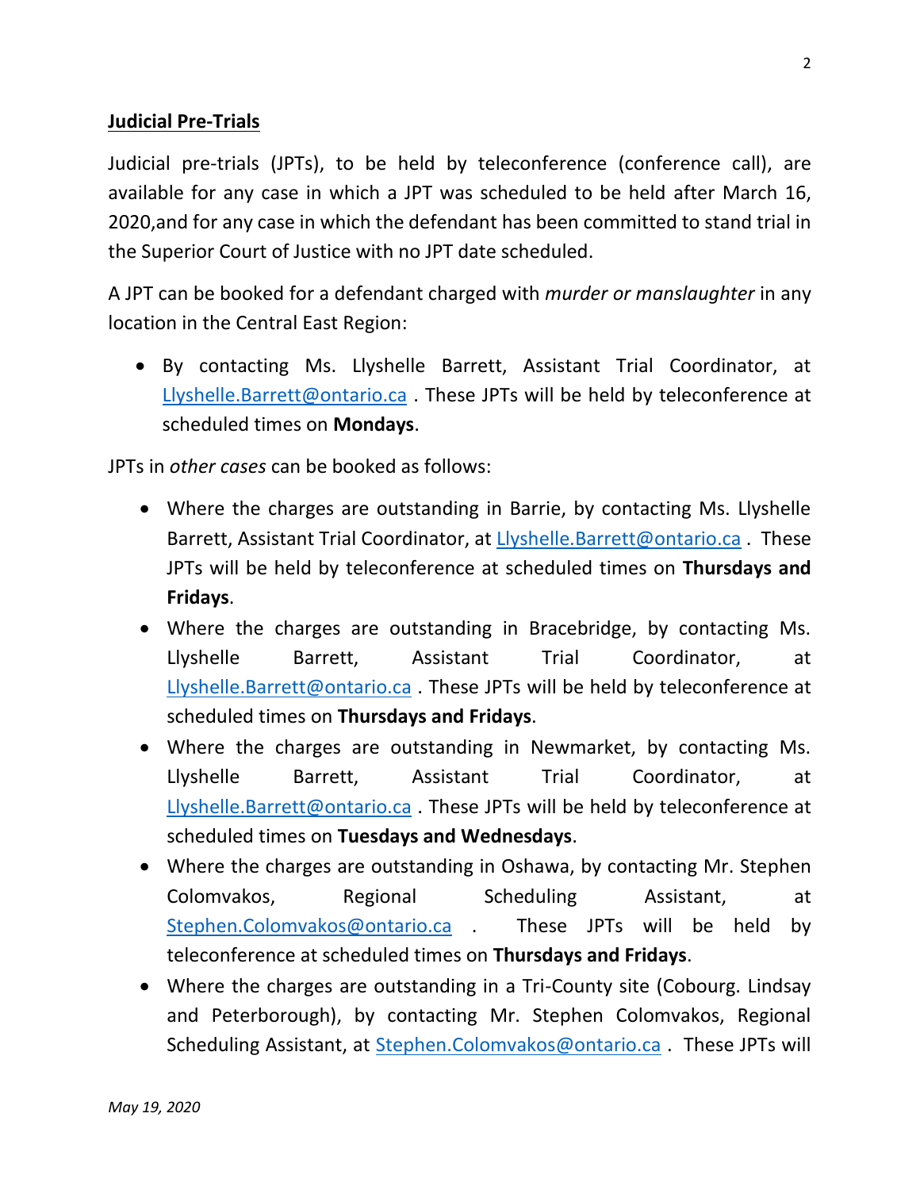**Judicial Pre-Trials**

Judicial pre-trials (JPTs), to be held by teleconference (conference call), are available for any case in which a JPT was scheduled to be held after March 16, 2020,and for any case in which the defendant has been committed to stand trial in the Superior Court of Justice with no JPT date scheduled.

A JPT can be booked for a defendant charged with *murder or manslaughter* in any location in the Central East Region:

- By contacting Ms. Llyshelle Barrett, Assistant Trial Coordinator, at Llyshelle.Barrett@ontario.ca . These JPTs will be held by teleconference at scheduled times on **Mondays**.

JPTs in *other cases* can be booked as follows:

- Where the charges are outstanding in Barrie, by contacting Ms. Llyshelle Barrett, Assistant Trial Coordinator, at Llyshelle.Barrett@ontario.ca . These JPTs will be held by teleconference at scheduled times on **Thursdays and Fridays**.
- Where the charges are outstanding in Bracebridge, by contacting Ms. Llyshelle Barrett, Assistant Trial Coordinator, at Llyshelle.Barrett@ontario.ca . These JPTs will be held by teleconference at scheduled times on **Thursdays and Fridays**.
- Where the charges are outstanding in Newmarket, by contacting Ms. Llyshelle Barrett, Assistant Trial Coordinator, at Llyshelle.Barrett@ontario.ca . These JPTs will be held by teleconference at scheduled times on **Tuesdays and Wednesdays**.
- Where the charges are outstanding in Oshawa, by contacting Mr. Stephen Colomvakos, Regional Scheduling Assistant, at Stephen.Colomvakos@ontario.ca . These JPTs will be held by teleconference at scheduled times on **Thursdays and Fridays**.
- Where the charges are outstanding in a Tri-County site (Cobourg. Lindsay and Peterborough), by contacting Mr. Stephen Colomvakos, Regional Scheduling Assistant, at Stephen.Colomvakos@ontario.ca . These JPTs will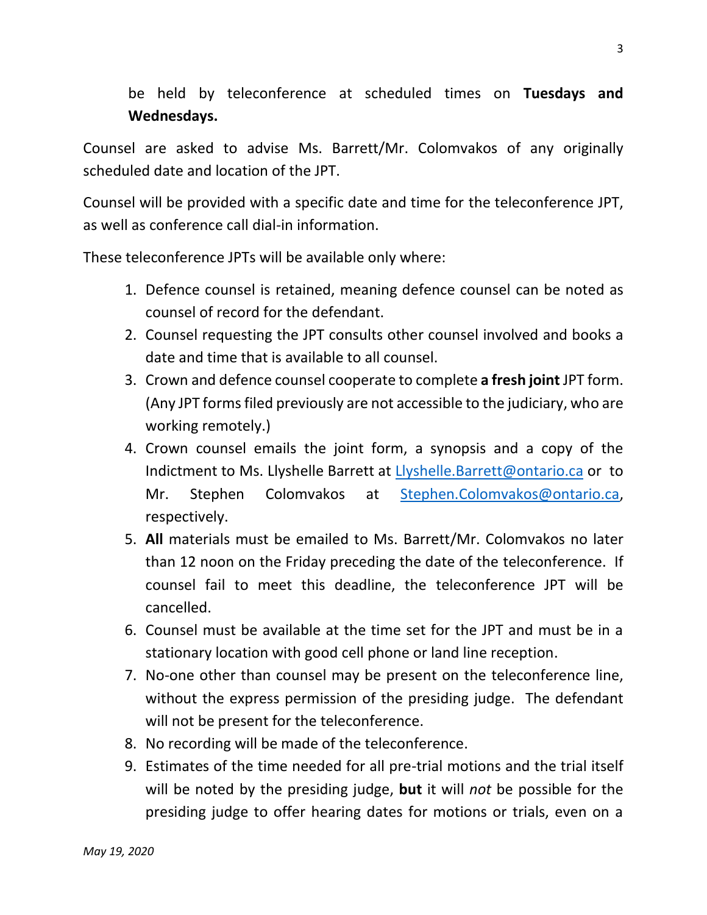be held by teleconference at scheduled times on **Tuesdays and Wednesdays.**

Counsel are asked to advise Ms. Barrett/Mr. Colomvakos of any originally scheduled date and location of the JPT.

Counsel will be provided with a specific date and time for the teleconference JPT, as well as conference call dial-in information.

These teleconference JPTs will be available only where:

1. Defence counsel is retained, meaning defence counsel can be noted as counsel of record for the defendant.
2. Counsel requesting the JPT consults other counsel involved and books a date and time that is available to all counsel.
3. Crown and defence counsel cooperate to complete **a fresh joint** JPT form. (Any JPT forms filed previously are not accessible to the judiciary, who are working remotely.)
4. Crown counsel emails the joint form, a synopsis and a copy of the Indictment to Ms. Llyshelle Barrett at [Llyshelle.Barrett@ontario.ca](mailto:Llyshelle.Barrett@ontario.ca) or to Mr. Stephen Colomvakos at [Stephen.Colomvakos@ontario.ca](mailto:Stephen.Colomvakos@ontario.ca), respectively.
5. **All** materials must be emailed to Ms. Barrett/Mr. Colomvakos no later than 12 noon on the Friday preceding the date of the teleconference. If counsel fail to meet this deadline, the teleconference JPT will be cancelled.
6. Counsel must be available at the time set for the JPT and must be in a stationary location with good cell phone or land line reception.
7. No-one other than counsel may be present on the teleconference line, without the express permission of the presiding judge. The defendant will not be present for the teleconference.
8. No recording will be made of the teleconference.
9. Estimates of the time needed for all pre-trial motions and the trial itself will be noted by the presiding judge, **but** it will *not* be possible for the presiding judge to offer hearing dates for motions or trials, even on a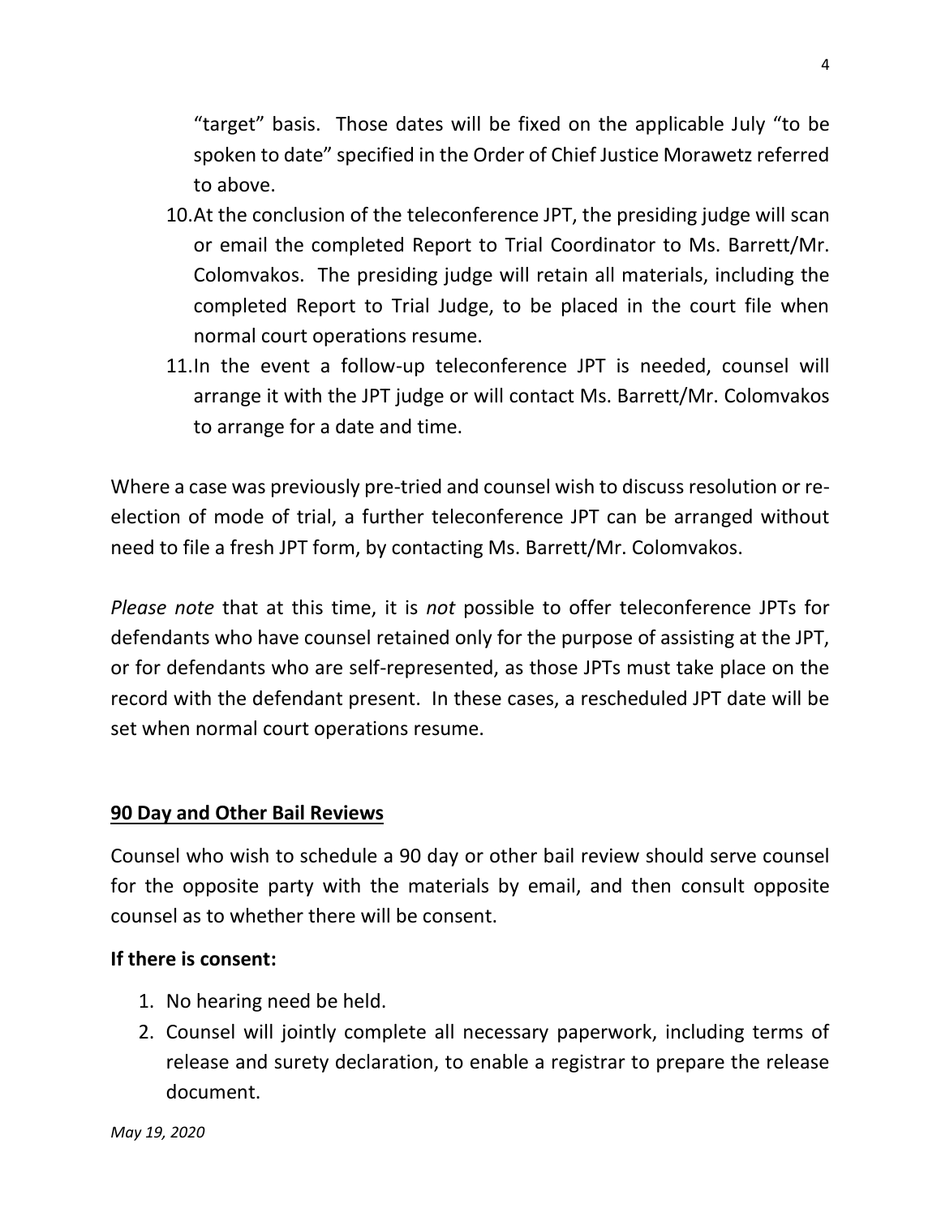"target" basis. Those dates will be fixed on the applicable July "to be spoken to date" specified in the Order of Chief Justice Morawetz referred to above.

10. At the conclusion of the teleconference JPT, the presiding judge will scan or email the completed Report to Trial Coordinator to Ms. Barrett/Mr. Colomvakos. The presiding judge will retain all materials, including the completed Report to Trial Judge, to be placed in the court file when normal court operations resume.
11. In the event a follow-up teleconference JPT is needed, counsel will arrange it with the JPT judge or will contact Ms. Barrett/Mr. Colomvakos to arrange for a date and time.

Where a case was previously pre-tried and counsel wish to discuss resolution or re-election of mode of trial, a further teleconference JPT can be arranged without need to file a fresh JPT form, by contacting Ms. Barrett/Mr. Colomvakos.

*Please note* that at this time, it is *not* possible to offer teleconference JPTs for defendants who have counsel retained only for the purpose of assisting at the JPT, or for defendants who are self-represented, as those JPTs must take place on the record with the defendant present. In these cases, a rescheduled JPT date will be set when normal court operations resume.

## 90 Day and Other Bail Reviews

Counsel who wish to schedule a 90 day or other bail review should serve counsel for the opposite party with the materials by email, and then consult opposite counsel as to whether there will be consent.

**If there is consent:**

1. No hearing need be held.
2. Counsel will jointly complete all necessary paperwork, including terms of release and surety declaration, to enable a registrar to prepare the release document.

*May 19, 2020*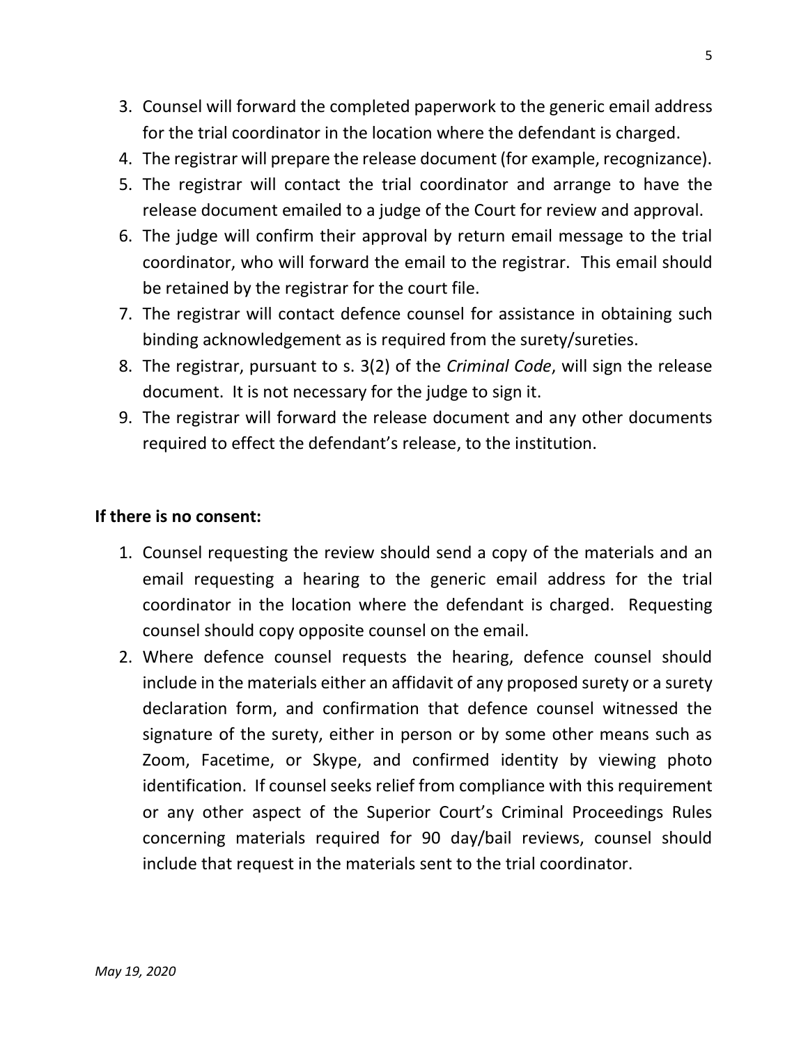3. Counsel will forward the completed paperwork to the generic email address for the trial coordinator in the location where the defendant is charged.
4. The registrar will prepare the release document (for example, recognizance).
5. The registrar will contact the trial coordinator and arrange to have the release document emailed to a judge of the Court for review and approval.
6. The judge will confirm their approval by return email message to the trial coordinator, who will forward the email to the registrar. This email should be retained by the registrar for the court file.
7. The registrar will contact defence counsel for assistance in obtaining such binding acknowledgement as is required from the surety/sureties.
8. The registrar, pursuant to s. 3(2) of the *Criminal Code*, will sign the release document. It is not necessary for the judge to sign it.
9. The registrar will forward the release document and any other documents required to effect the defendant's release, to the institution.

**If there is no consent:**

1. Counsel requesting the review should send a copy of the materials and an email requesting a hearing to the generic email address for the trial coordinator in the location where the defendant is charged. Requesting counsel should copy opposite counsel on the email.
2. Where defence counsel requests the hearing, defence counsel should include in the materials either an affidavit of any proposed surety or a surety declaration form, and confirmation that defence counsel witnessed the signature of the surety, either in person or by some other means such as Zoom, Facetime, or Skype, and confirmed identity by viewing photo identification. If counsel seeks relief from compliance with this requirement or any other aspect of the Superior Court's Criminal Proceedings Rules concerning materials required for 90 day/bail reviews, counsel should include that request in the materials sent to the trial coordinator.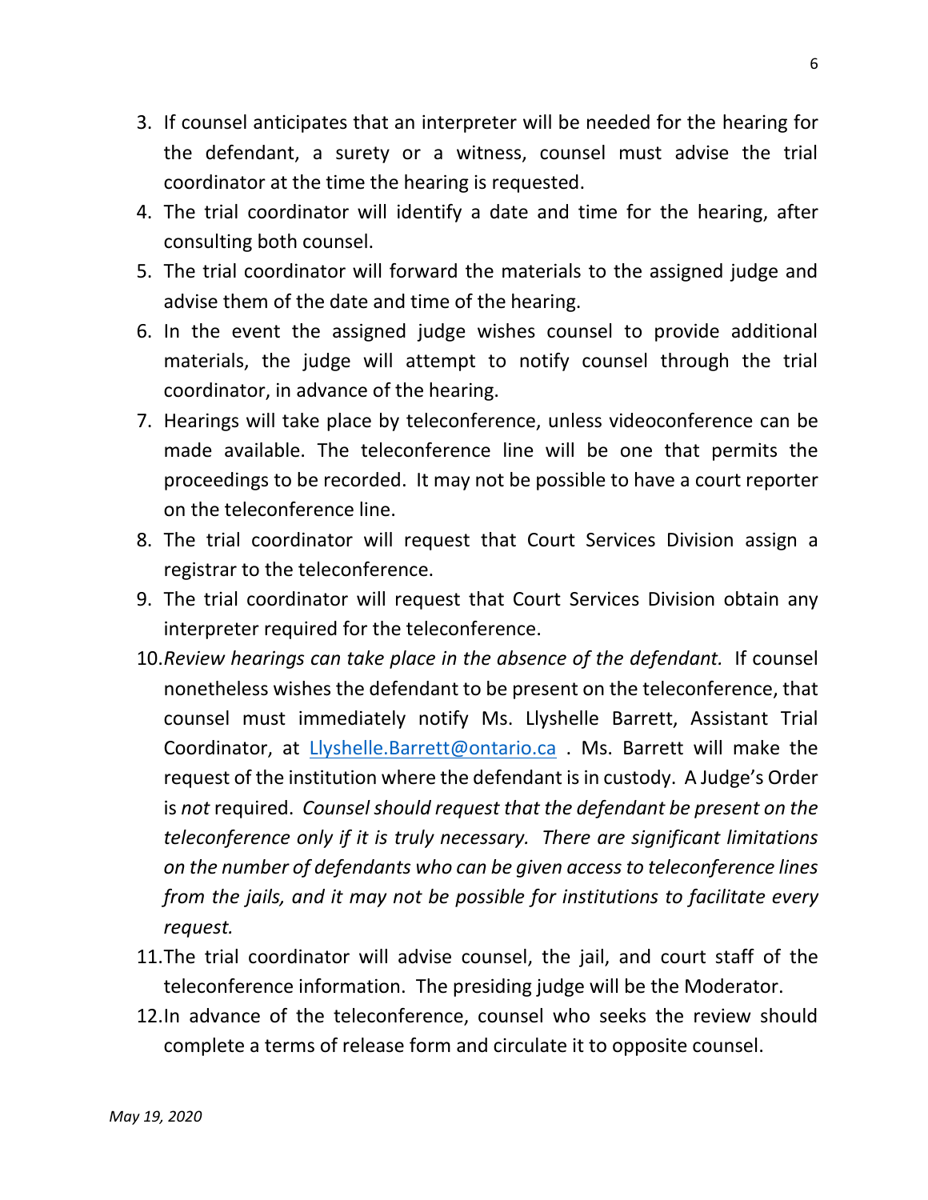3. If counsel anticipates that an interpreter will be needed for the hearing for the defendant, a surety or a witness, counsel must advise the trial coordinator at the time the hearing is requested.
4. The trial coordinator will identify a date and time for the hearing, after consulting both counsel.
5. The trial coordinator will forward the materials to the assigned judge and advise them of the date and time of the hearing.
6. In the event the assigned judge wishes counsel to provide additional materials, the judge will attempt to notify counsel through the trial coordinator, in advance of the hearing.
7. Hearings will take place by teleconference, unless videoconference can be made available. The teleconference line will be one that permits the proceedings to be recorded. It may not be possible to have a court reporter on the teleconference line.
8. The trial coordinator will request that Court Services Division assign a registrar to the teleconference.
9. The trial coordinator will request that Court Services Division obtain any interpreter required for the teleconference.
10. *Review hearings can take place in the absence of the defendant.* If counsel nonetheless wishes the defendant to be present on the teleconference, that counsel must immediately notify Ms. Llyshelle Barrett, Assistant Trial Coordinator, at [Llyshelle.Barrett@ontario.ca](mailto:Llyshelle.Barrett@ontario.ca) . Ms. Barrett will make the request of the institution where the defendant is in custody. A Judge's Order is *not* required. *Counsel should request that the defendant be present on the teleconference only if it is truly necessary. There are significant limitations on the number of defendants who can be given access to teleconference lines from the jails, and it may not be possible for institutions to facilitate every request.*
11. The trial coordinator will advise counsel, the jail, and court staff of the teleconference information. The presiding judge will be the Moderator.
12. In advance of the teleconference, counsel who seeks the review should complete a terms of release form and circulate it to opposite counsel.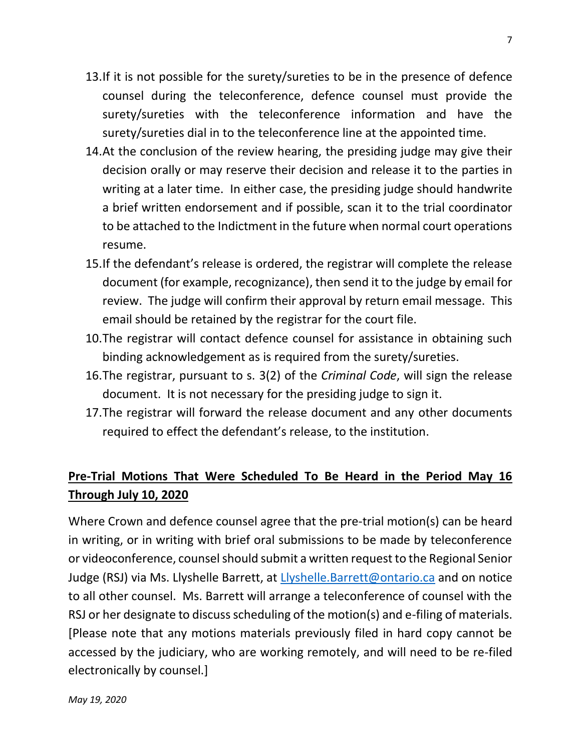13. If it is not possible for the surety/sureties to be in the presence of defence counsel during the teleconference, defence counsel must provide the surety/sureties with the teleconference information and have the surety/sureties dial in to the teleconference line at the appointed time.
14. At the conclusion of the review hearing, the presiding judge may give their decision orally or may reserve their decision and release it to the parties in writing at a later time. In either case, the presiding judge should handwrite a brief written endorsement and if possible, scan it to the trial coordinator to be attached to the Indictment in the future when normal court operations resume.
15. If the defendant's release is ordered, the registrar will complete the release document (for example, recognizance), then send it to the judge by email for review. The judge will confirm their approval by return email message. This email should be retained by the registrar for the court file.
10. The registrar will contact defence counsel for assistance in obtaining such binding acknowledgement as is required from the surety/sureties.
16. The registrar, pursuant to s. 3(2) of the *Criminal Code*, will sign the release document. It is not necessary for the presiding judge to sign it.
17. The registrar will forward the release document and any other documents required to effect the defendant's release, to the institution.

## **Pre-Trial Motions That Were Scheduled To Be Heard in the Period May 16 Through July 10, 2020**

Where Crown and defence counsel agree that the pre-trial motion(s) can be heard in writing, or in writing with brief oral submissions to be made by teleconference or videoconference, counsel should submit a written request to the Regional Senior Judge (RSJ) via Ms. Llyshelle Barrett, at Llyshelle.Barrett@ontario.ca and on notice to all other counsel. Ms. Barrett will arrange a teleconference of counsel with the RSJ or her designate to discuss scheduling of the motion(s) and e-filing of materials. [Please note that any motions materials previously filed in hard copy cannot be accessed by the judiciary, who are working remotely, and will need to be re-filed electronically by counsel.]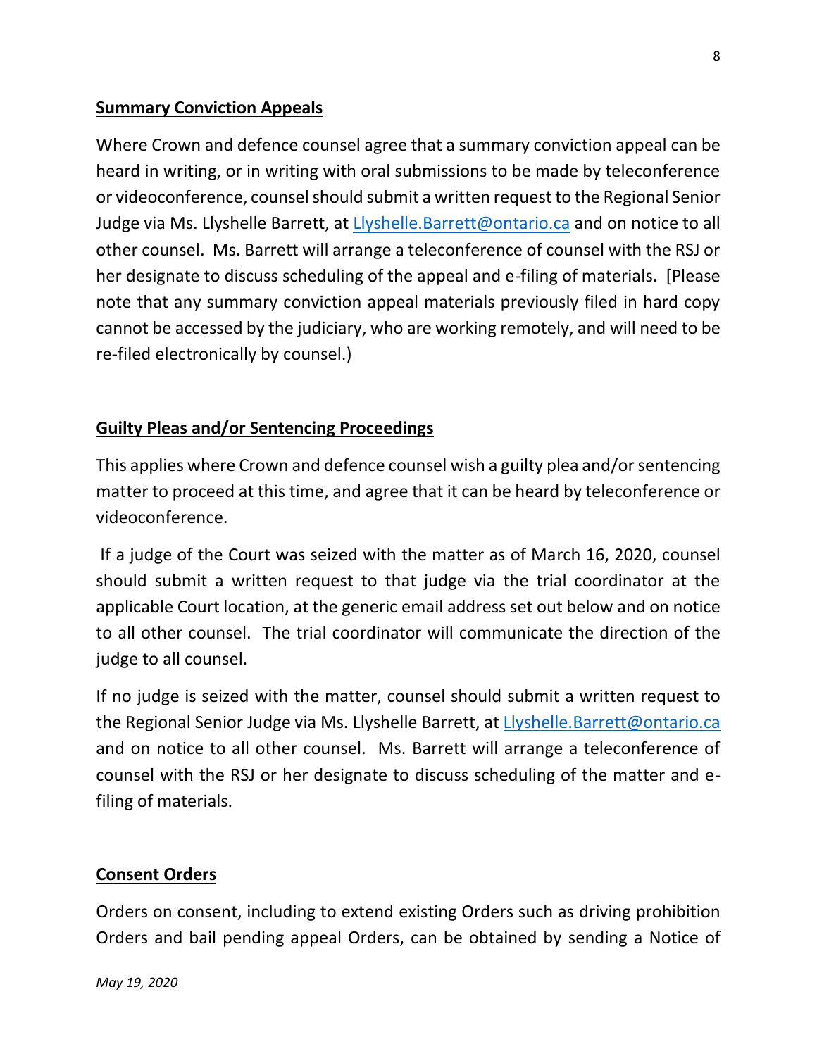**Summary Conviction Appeals**

Where Crown and defence counsel agree that a summary conviction appeal can be heard in writing, or in writing with oral submissions to be made by teleconference or videoconference, counsel should submit a written request to the Regional Senior Judge via Ms. Llyshelle Barrett, at Llyshelle.Barrett@ontario.ca and on notice to all other counsel. Ms. Barrett will arrange a teleconference of counsel with the RSJ or her designate to discuss scheduling of the appeal and e-filing of materials. [Please note that any summary conviction appeal materials previously filed in hard copy cannot be accessed by the judiciary, who are working remotely, and will need to be re-filed electronically by counsel.)

**Guilty Pleas and/or Sentencing Proceedings**

This applies where Crown and defence counsel wish a guilty plea and/or sentencing matter to proceed at this time, and agree that it can be heard by teleconference or videoconference.

If a judge of the Court was seized with the matter as of March 16, 2020, counsel should submit a written request to that judge via the trial coordinator at the applicable Court location, at the generic email address set out below and on notice to all other counsel. The trial coordinator will communicate the direction of the judge to all counsel.

If no judge is seized with the matter, counsel should submit a written request to the Regional Senior Judge via Ms. Llyshelle Barrett, at Llyshelle.Barrett@ontario.ca and on notice to all other counsel. Ms. Barrett will arrange a teleconference of counsel with the RSJ or her designate to discuss scheduling of the matter and e-filing of materials.

**Consent Orders**

Orders on consent, including to extend existing Orders such as driving prohibition Orders and bail pending appeal Orders, can be obtained by sending a Notice of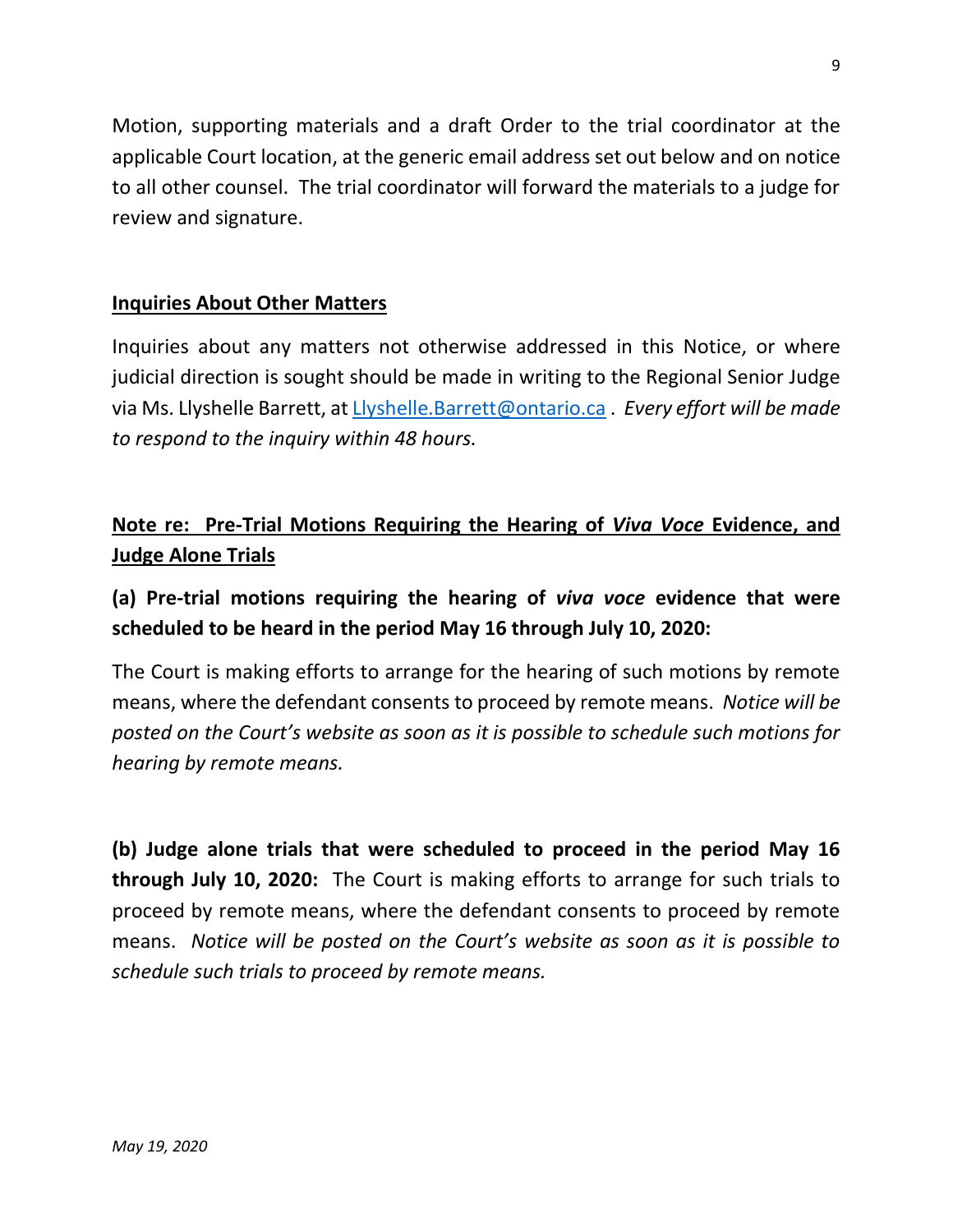Motion, supporting materials and a draft Order to the trial coordinator at the applicable Court location, at the generic email address set out below and on notice to all other counsel. The trial coordinator will forward the materials to a judge for review and signature.

**Inquiries About Other Matters**

Inquiries about any matters not otherwise addressed in this Notice, or where judicial direction is sought should be made in writing to the Regional Senior Judge via Ms. Llyshelle Barrett, at Llyshelle.Barrett@ontario.ca . *Every effort will be made to respond to the inquiry within 48 hours.*

**Note re: Pre-Trial Motions Requiring the Hearing of *Viva Voce* Evidence, and Judge Alone Trials**

**(a) Pre-trial motions requiring the hearing of *viva voce* evidence that were scheduled to be heard in the period May 16 through July 10, 2020:**

The Court is making efforts to arrange for the hearing of such motions by remote means, where the defendant consents to proceed by remote means. *Notice will be posted on the Court's website as soon as it is possible to schedule such motions for hearing by remote means.*

**(b) Judge alone trials that were scheduled to proceed in the period May 16 through July 10, 2020:** The Court is making efforts to arrange for such trials to proceed by remote means, where the defendant consents to proceed by remote means. *Notice will be posted on the Court's website as soon as it is possible to schedule such trials to proceed by remote means.*

*May 19, 2020*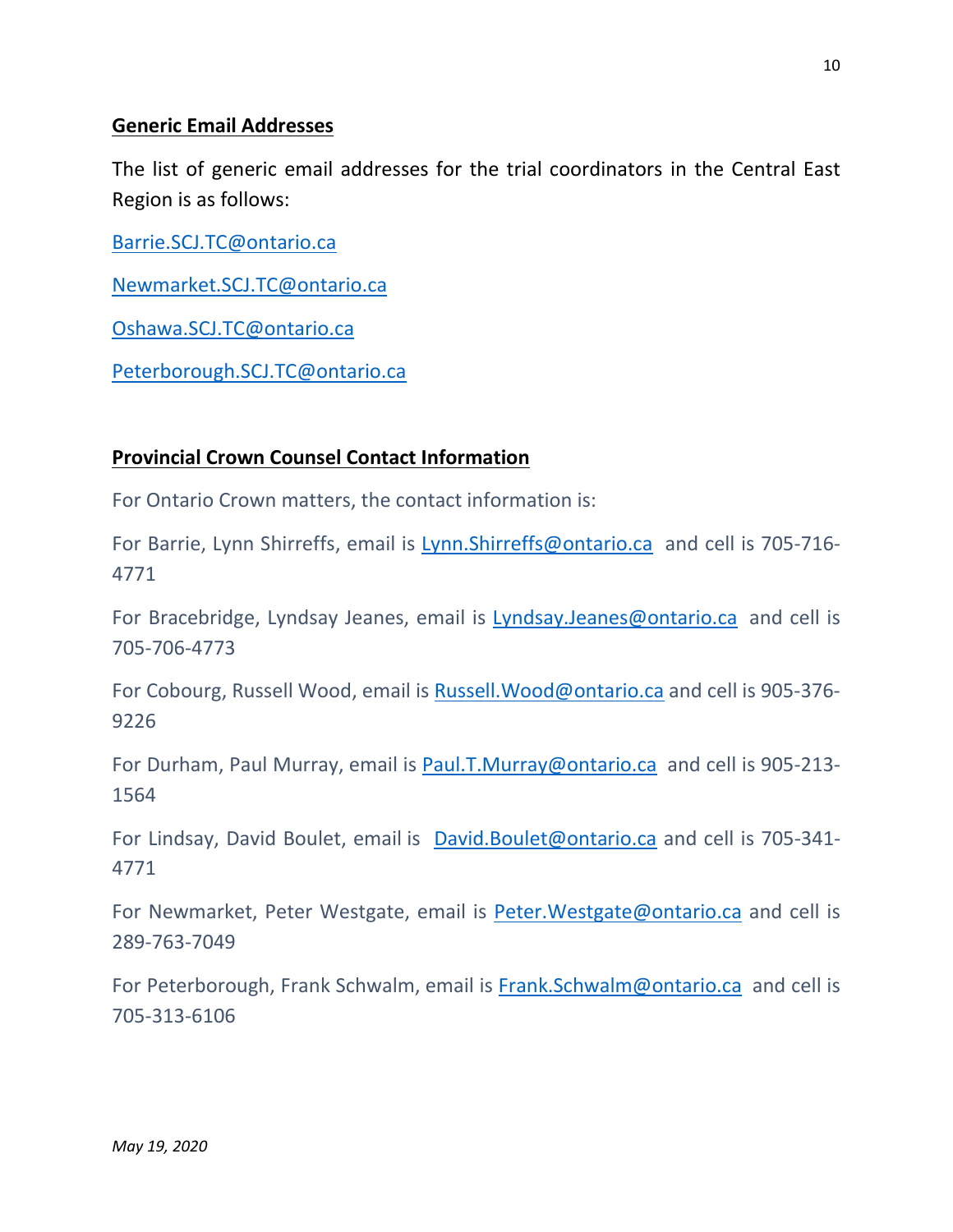**Generic Email Addresses**

The list of generic email addresses for the trial coordinators in the Central East Region is as follows:

Barrie.SCJ.TC@ontario.ca

Newmarket.SCJ.TC@ontario.ca

Oshawa.SCJ.TC@ontario.ca

Peterborough.SCJ.TC@ontario.ca

**Provincial Crown Counsel Contact Information**

For Ontario Crown matters, the contact information is:

For Barrie, Lynn Shirreffs, email is Lynn.Shirreffs@ontario.ca and cell is 705-716-4771

For Bracebridge, Lyndsay Jeanes, email is Lyndsay.Jeanes@ontario.ca and cell is 705-706-4773

For Cobourg, Russell Wood, email is Russell.Wood@ontario.ca and cell is 905-376-9226

For Durham, Paul Murray, email is Paul.T.Murray@ontario.ca and cell is 905-213-1564

For Lindsay, David Boulet, email is David.Boulet@ontario.ca and cell is 705-341-4771

For Newmarket, Peter Westgate, email is Peter.Westgate@ontario.ca and cell is 289-763-7049

For Peterborough, Frank Schwalm, email is Frank.Schwalm@ontario.ca and cell is 705-313-6106

*May 19, 2020*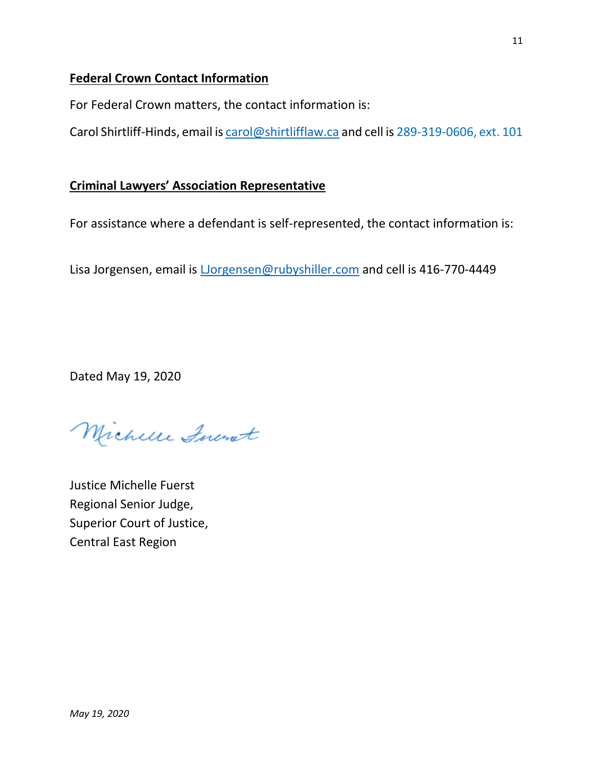**Federal Crown Contact Information**

For Federal Crown matters, the contact information is:

Carol Shirtliff-Hinds, email is carol@shirtlifflaw.ca and cell is 289-319-0606, ext. 101

**Criminal Lawyers' Association Representative**

For assistance where a defendant is self-represented, the contact information is:

Lisa Jorgensen, email is LJorgensen@rubyshiller.com and cell is 416-770-4449

Dated May 19, 2020

Michelle Fuerst

Justice Michelle Fuerst
Regional Senior Judge,
Superior Court of Justice,
Central East Region